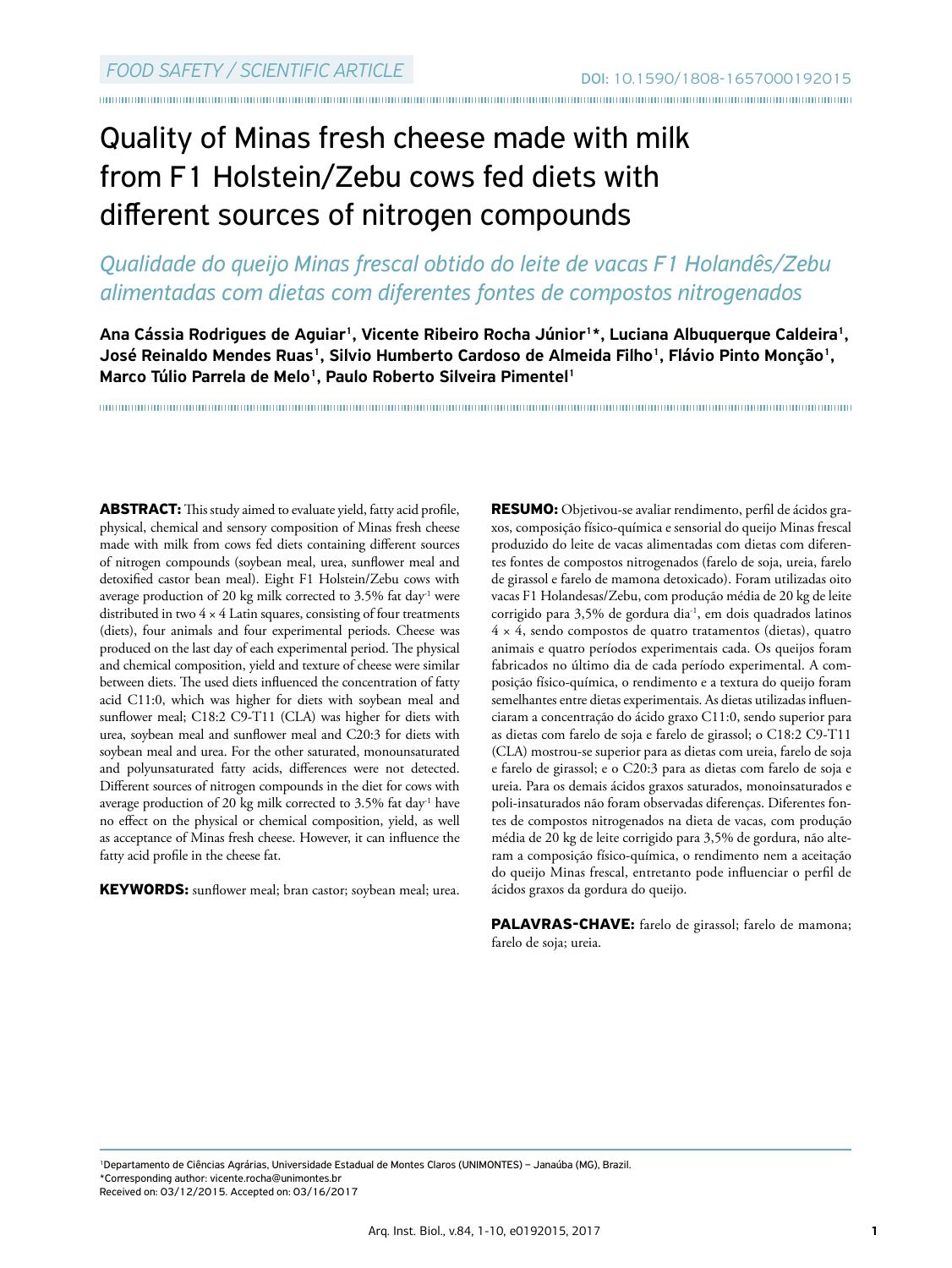FOOD SAFETY / SCIENTIFIC ARTICLE

DOI: 10.1590/1808-1657000192015

# Quality of Minas fresh cheese made with milk from F1 Holstein/Zebu cows fed diets with different sources of nitrogen compounds

## *Qualidade do queijo Minas frescal obtido do leite de vacas F1 Holandês/Zebu alimentadas com dietas com diferentes fontes de compostos nitrogenados*

**Ana Cássia Rodrigues de Aguiar[1], Vicente Ribeiro Rocha Júnior[1]*, Luciana Albuquerque Caldeira[1], José Reinaldo Mendes Ruas[1], Silvio Humberto Cardoso de Almeida Filho[1], Flávio Pinto Monção[1], Marco Túlio Parrela de Melo[1], Paulo Roberto Silveira Pimentel[1]**

**ABSTRACT:** This study aimed to evaluate yield, fatty acid profile, physical, chemical and sensory composition of Minas fresh cheese made with milk from cows fed diets containing different sources of nitrogen compounds (soybean meal, urea, sunflower meal and detoxified castor bean meal). Eight F1 Holstein/Zebu cows with average production of 20 kg milk corrected to 3.5% fat day$^{-1}$ were distributed in two 4 × 4 Latin squares, consisting of four treatments (diets), four animals and four experimental periods. Cheese was produced on the last day of each experimental period. The physical and chemical composition, yield and texture of cheese were similar between diets. The used diets influenced the concentration of fatty acid C11:0, which was higher for diets with soybean meal and sunflower meal; C18:2 C9-T11 (CLA) was higher for diets with urea, soybean meal and sunflower meal and C20:3 for diets with soybean meal and urea. For the other saturated, monounsaturated and polyunsaturated fatty acids, differences were not detected. Different sources of nitrogen compounds in the diet for cows with average production of 20 kg milk corrected to 3.5% fat day$^{-1}$ have no effect on the physical or chemical composition, yield, as well as acceptance of Minas fresh cheese. However, it can influence the fatty acid profile in the cheese fat.

**KEYWORDS:** sunflower meal; bran castor; soybean meal; urea.

**RESUMO:** Objetivou-se avaliar rendimento, perfil de ácidos graxos, composição físico-química e sensorial do queijo Minas frescal produzido do leite de vacas alimentadas com dietas com diferentes fontes de compostos nitrogenados (farelo de soja, ureia, farelo de girassol e farelo de mamona detoxicado). Foram utilizadas oito vacas F1 Holandesas/Zebu, com produção média de 20 kg de leite corrigido para 3,5% de gordura dia$^{-1}$, em dois quadrados latinos 4 × 4, sendo compostos de quatro tratamentos (dietas), quatro animais e quatro períodos experimentais cada. Os queijos foram fabricados no último dia de cada período experimental. A composição físico-química, o rendimento e a textura do queijo foram semelhantes entre dietas experimentais. As dietas utilizadas influenciaram a concentração do ácido graxo C11:0, sendo superior para as dietas com farelo de soja e farelo de girassol; o C18:2 C9-T11 (CLA) mostrou-se superior para as dietas com ureia, farelo de soja e farelo de girassol; e o C20:3 para as dietas com farelo de soja e ureia. Para os demais ácidos graxos saturados, monoinsaturados e poli-insaturados não foram observadas diferenças. Diferentes fontes de compostos nitrogenados na dieta de vacas, com produção média de 20 kg de leite corrigido para 3,5% de gordura, não alteram a composição físico-química, o rendimento nem a aceitação do queijo Minas frescal, entretanto pode influenciar o perfil de ácidos graxos da gordura do queijo.

**PALAVRAS-CHAVE:** farelo de girassol; farelo de mamona; farelo de soja; ureia.

[1]Departamento de Ciências Agrárias, Universidade Estadual de Montes Claros (UNIMONTES) – Janaúba (MG), Brazil.
*Corresponding author: vicente.rocha@unimontes.br
Received on: 03/12/2015. Accepted on: 03/16/2017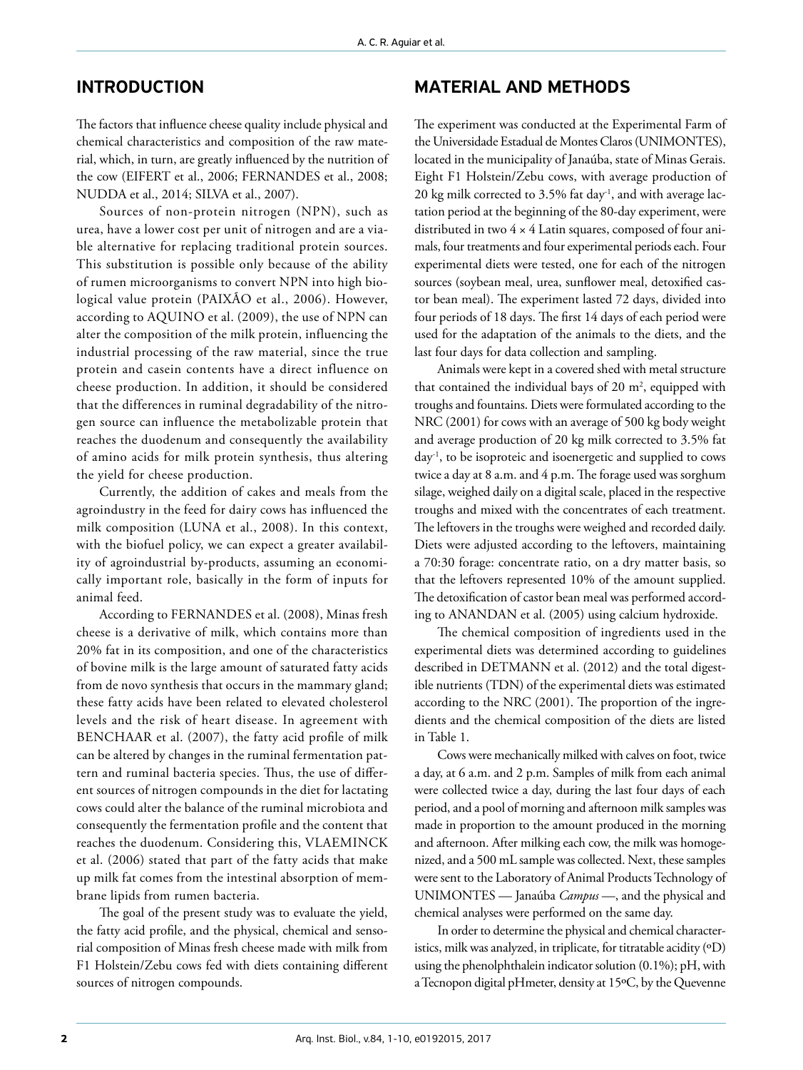## INTRODUCTION

The factors that influence cheese quality include physical and chemical characteristics and composition of the raw material, which, in turn, are greatly influenced by the nutrition of the cow (EIFERT et al., 2006; FERNANDES et al., 2008; NUDDA et al., 2014; SILVA et al., 2007).

Sources of non-protein nitrogen (NPN), such as urea, have a lower cost per unit of nitrogen and are a viable alternative for replacing traditional protein sources. This substitution is possible only because of the ability of rumen microorganisms to convert NPN into high biological value protein (PAIXÃO et al., 2006). However, according to AQUINO et al. (2009), the use of NPN can alter the composition of the milk protein, influencing the industrial processing of the raw material, since the true protein and casein contents have a direct influence on cheese production. In addition, it should be considered that the differences in ruminal degradability of the nitrogen source can influence the metabolizable protein that reaches the duodenum and consequently the availability of amino acids for milk protein synthesis, thus altering the yield for cheese production.

Currently, the addition of cakes and meals from the agroindustry in the feed for dairy cows has influenced the milk composition (LUNA et al., 2008). In this context, with the biofuel policy, we can expect a greater availability of agroindustrial by-products, assuming an economically important role, basically in the form of inputs for animal feed.

According to FERNANDES et al. (2008), Minas fresh cheese is a derivative of milk, which contains more than 20% fat in its composition, and one of the characteristics of bovine milk is the large amount of saturated fatty acids from de novo synthesis that occurs in the mammary gland; these fatty acids have been related to elevated cholesterol levels and the risk of heart disease. In agreement with BENCHAAR et al. (2007), the fatty acid profile of milk can be altered by changes in the ruminal fermentation pattern and ruminal bacteria species. Thus, the use of different sources of nitrogen compounds in the diet for lactating cows could alter the balance of the ruminal microbiota and consequently the fermentation profile and the content that reaches the duodenum. Considering this, VLAEMINCK et al. (2006) stated that part of the fatty acids that make up milk fat comes from the intestinal absorption of membrane lipids from rumen bacteria.

The goal of the present study was to evaluate the yield, the fatty acid profile, and the physical, chemical and sensorial composition of Minas fresh cheese made with milk from F1 Holstein/Zebu cows fed with diets containing different sources of nitrogen compounds.

## MATERIAL AND METHODS

The experiment was conducted at the Experimental Farm of the Universidade Estadual de Montes Claros (UNIMONTES), located in the municipality of Janaúba, state of Minas Gerais. Eight F1 Holstein/Zebu cows, with average production of 20 kg milk corrected to 3.5% fat day$^{-1}$, and with average lactation period at the beginning of the 80-day experiment, were distributed in two $4 \times 4$ Latin squares, composed of four animals, four treatments and four experimental periods each. Four experimental diets were tested, one for each of the nitrogen sources (soybean meal, urea, sunflower meal, detoxified castor bean meal). The experiment lasted 72 days, divided into four periods of 18 days. The first 14 days of each period were used for the adaptation of the animals to the diets, and the last four days for data collection and sampling.

Animals were kept in a covered shed with metal structure that contained the individual bays of 20 m$^2$, equipped with troughs and fountains. Diets were formulated according to the NRC (2001) for cows with an average of 500 kg body weight and average production of 20 kg milk corrected to 3.5% fat day$^{-1}$, to be isoproteic and isoenergetic and supplied to cows twice a day at 8 a.m. and 4 p.m. The forage used was sorghum silage, weighed daily on a digital scale, placed in the respective troughs and mixed with the concentrates of each treatment. The leftovers in the troughs were weighed and recorded daily. Diets were adjusted according to the leftovers, maintaining a 70:30 forage: concentrate ratio, on a dry matter basis, so that the leftovers represented 10% of the amount supplied. The detoxification of castor bean meal was performed according to ANANDAN et al. (2005) using calcium hydroxide.

The chemical composition of ingredients used in the experimental diets was determined according to guidelines described in DETMANN et al. (2012) and the total digestible nutrients (TDN) of the experimental diets was estimated according to the NRC (2001). The proportion of the ingredients and the chemical composition of the diets are listed in Table 1.

Cows were mechanically milked with calves on foot, twice a day, at 6 a.m. and 2 p.m. Samples of milk from each animal were collected twice a day, during the last four days of each period, and a pool of morning and afternoon milk samples was made in proportion to the amount produced in the morning and afternoon. After milking each cow, the milk was homogenized, and a 500 mL sample was collected. Next, these samples were sent to the Laboratory of Animal Products Technology of UNIMONTES — Janaúba *Campus* —, and the physical and chemical analyses were performed on the same day.

In order to determine the physical and chemical characteristics, milk was analyzed, in triplicate, for titratable acidity (ºD) using the phenolphthalein indicator solution (0.1%); pH, with a Tecnopon digital pHmeter, density at 15ºC, by the Quevenne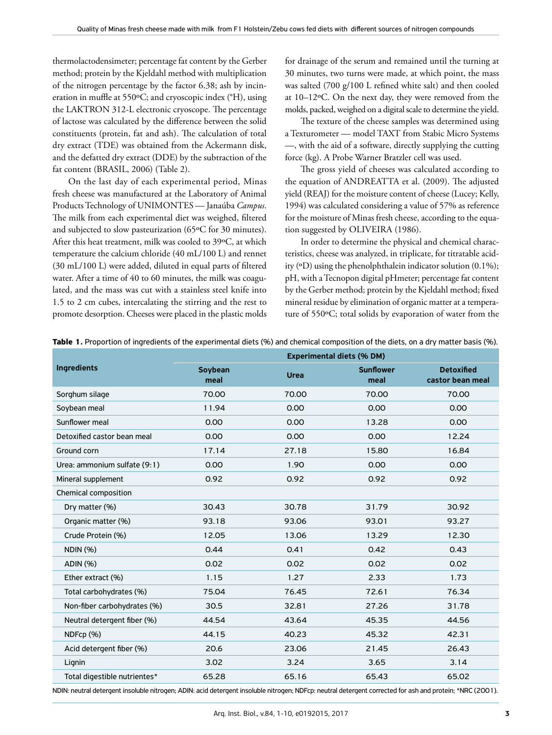thermolactodensimeter; percentage fat content by the Gerber method; protein by the Kjeldahl method with multiplication of the nitrogen percentage by the factor 6.38; ash by incineration in muffle at 550ºC; and cryoscopic index (°H), using the LAKTRON 312-L electronic cryoscope. The percentage of lactose was calculated by the difference between the solid constituents (protein, fat and ash). The calculation of total dry extract (TDE) was obtained from the Ackermann disk, and the defatted dry extract (DDE) by the subtraction of the fat content (BRASIL, 2006) (Table 2).

On the last day of each experimental period, Minas fresh cheese was manufactured at the Laboratory of Animal Products Technology of UNIMONTES — Janaúba *Campus*. The milk from each experimental diet was weighed, filtered and subjected to slow pasteurization (65ºC for 30 minutes). After this heat treatment, milk was cooled to 39ºC, at which temperature the calcium chloride (40 mL/100 L) and rennet (30 mL/100 L) were added, diluted in equal parts of filtered water. After a time of 40 to 60 minutes, the milk was coagulated, and the mass was cut with a stainless steel knife into 1.5 to 2 cm cubes, intercalating the stirring and the rest to promote desorption. Cheeses were placed in the plastic molds for drainage of the serum and remained until the turning at 30 minutes, two turns were made, at which point, the mass was salted (700 g/100 L refined white salt) and then cooled at 10–12ºC. On the next day, they were removed from the molds, packed, weighed on a digital scale to determine the yield.

The texture of the cheese samples was determined using a Texturometer — model TAXT from Stabic Micro Systems —, with the aid of a software, directly supplying the cutting force (kg). A Probe Warner Bratzler cell was used.

The gross yield of cheeses was calculated according to the equation of ANDREATTA et al. (2009). The adjusted yield (REAJ) for the moisture content of cheese (Lucey; Kelly, 1994) was calculated considering a value of 57% as reference for the moisture of Minas fresh cheese, according to the equation suggested by OLIVEIRA (1986).

In order to determine the physical and chemical characteristics, cheese was analyzed, in triplicate, for titratable acidity (ºD) using the phenolphthalein indicator solution (0.1%); pH, with a Tecnopon digital pHmeter; percentage fat content by the Gerber method; protein by the Kjeldahl method; fixed mineral residue by elimination of organic matter at a temperature of 550ºC; total solids by evaporation of water from the

**Table 1.** Proportion of ingredients of the experimental diets (%) and chemical composition of the diets, on a dry matter basis (%).

| Ingredients | Experimental diets (% DM) | | | |
|---|---|---|---|---|
| | Soybean meal | Urea | Sunflower meal | Detoxified castor bean meal |
| Sorghum silage | 70.00 | 70.00 | 70.00 | 70.00 |
| Soybean meal | 11.94 | 0.00 | 0.00 | 0.00 |
| Sunflower meal | 0.00 | 0.00 | 13.28 | 0.00 |
| Detoxified castor bean meal | 0.00 | 0.00 | 0.00 | 12.24 |
| Ground corn | 17.14 | 27.18 | 15.80 | 16.84 |
| Urea: ammonium sulfate (9:1) | 0.00 | 1.90 | 0.00 | 0.00 |
| Mineral supplement | 0.92 | 0.92 | 0.92 | 0.92 |
| Chemical composition | | | | |
| Dry matter (%) | 30.43 | 30.78 | 31.79 | 30.92 |
| Organic matter (%) | 93.18 | 93.06 | 93.01 | 93.27 |
| Crude Protein (%) | 12.05 | 13.06 | 13.29 | 12.30 |
| NDIN (%) | 0.44 | 0.41 | 0.42 | 0.43 |
| ADIN (%) | 0.02 | 0.02 | 0.02 | 0.02 |
| Ether extract (%) | 1.15 | 1.27 | 2.33 | 1.73 |
| Total carbohydrates (%) | 75.04 | 76.45 | 72.61 | 76.34 |
| Non-fiber carbohydrates (%) | 30.5 | 32.81 | 27.26 | 31.78 |
| Neutral detergent fiber (%) | 44.54 | 43.64 | 45.35 | 44.56 |
| NDFcp (%) | 44.15 | 40.23 | 45.32 | 42.31 |
| Acid detergent fiber (%) | 20.6 | 23.06 | 21.45 | 26.43 |
| Lignin | 3.02 | 3.24 | 3.65 | 3.14 |
| Total digestible nutrientes* | 65.28 | 65.16 | 65.43 | 65.02 |

NDIN: neutral detergent insoluble nitrogen; ADIN: acid detergent insoluble nitrogen; NDFcp: neutral detergent corrected for ash and protein; *NRC (2001).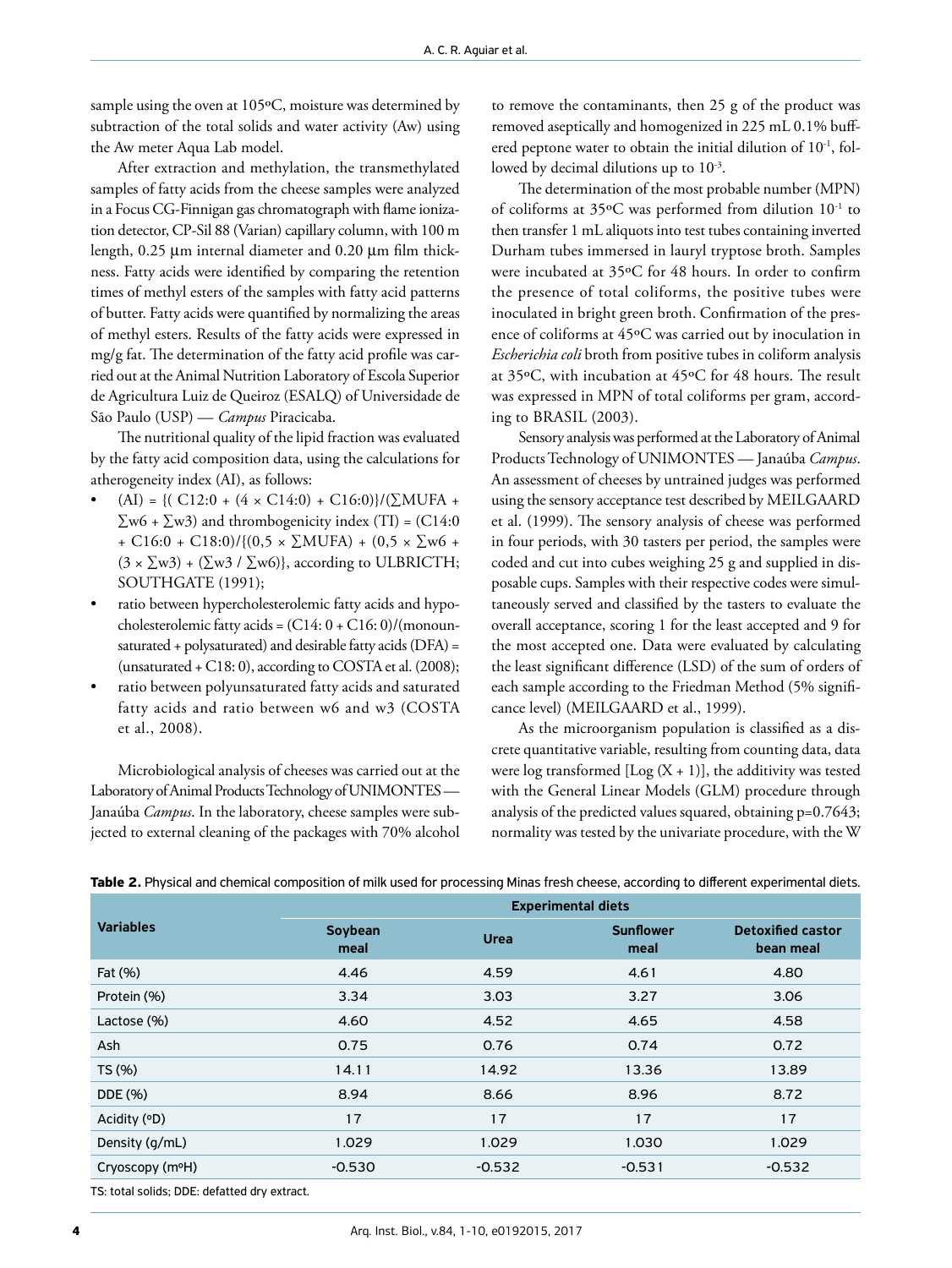sample using the oven at 105ºC, moisture was determined by subtraction of the total solids and water activity (Aw) using the Aw meter Aqua Lab model.

After extraction and methylation, the transmethylated samples of fatty acids from the cheese samples were analyzed in a Focus CG-Finnigan gas chromatograph with flame ionization detector, CP-Sil 88 (Varian) capillary column, with 100 m length, 0.25 µm internal diameter and 0.20 µm film thickness. Fatty acids were identified by comparing the retention times of methyl esters of the samples with fatty acid patterns of butter. Fatty acids were quantified by normalizing the areas of methyl esters. Results of the fatty acids were expressed in mg/g fat. The determination of the fatty acid profile was carried out at the Animal Nutrition Laboratory of Escola Superior de Agricultura Luiz de Queiroz (ESALQ) of Universidade de São Paulo (USP) — *Campus* Piracicaba.

The nutritional quality of the lipid fraction was evaluated by the fatty acid composition data, using the calculations for atherogeneity index (AI), as follows:

- (AI) = $\{(C12{:}0 + (4 \times C14{:}0) + C16{:}0)\}/(\sum MUFA + \sum w6 + \sum w3)$ and thrombogenicity index (TI) = $(C14{:}0 + C16{:}0 + C18{:}0)/\{(0{,}5 \times \sum MUFA) + (0{,}5 \times \sum w6 + (3 \times \sum w3) + (\sum w3 / \sum w6)\}$, according to ULBRICTH; SOUTHGATE (1991);
- ratio between hypercholesterolemic fatty acids and hypocholesterolemic fatty acids = (C14: 0 + C16: 0)/(monounsaturated + polysaturated) and desirable fatty acids (DFA) = (unsaturated + C18: 0), according to COSTA et al. (2008);
- ratio between polyunsaturated fatty acids and saturated fatty acids and ratio between w6 and w3 (COSTA et al., 2008).

Microbiological analysis of cheeses was carried out at the Laboratory of Animal Products Technology of UNIMONTES — Janaúba *Campus*. In the laboratory, cheese samples were subjected to external cleaning of the packages with 70% alcohol to remove the contaminants, then 25 g of the product was removed aseptically and homogenized in 225 mL 0.1% buffered peptone water to obtain the initial dilution of $10^{-1}$, followed by decimal dilutions up to $10^{-3}$.

The determination of the most probable number (MPN) of coliforms at 35ºC was performed from dilution $10^{-1}$ to then transfer 1 mL aliquots into test tubes containing inverted Durham tubes immersed in lauryl tryptose broth. Samples were incubated at 35ºC for 48 hours. In order to confirm the presence of total coliforms, the positive tubes were inoculated in bright green broth. Confirmation of the presence of coliforms at 45ºC was carried out by inoculation in *Escherichia coli* broth from positive tubes in coliform analysis at 35ºC, with incubation at 45ºC for 48 hours. The result was expressed in MPN of total coliforms per gram, according to BRASIL (2003).

Sensory analysis was performed at the Laboratory of Animal Products Technology of UNIMONTES — Janaúba *Campus*. An assessment of cheeses by untrained judges was performed using the sensory acceptance test described by MEILGAARD et al. (1999). The sensory analysis of cheese was performed in four periods, with 30 tasters per period, the samples were coded and cut into cubes weighing 25 g and supplied in disposable cups. Samples with their respective codes were simultaneously served and classified by the tasters to evaluate the overall acceptance, scoring 1 for the least accepted and 9 for the most accepted one. Data were evaluated by calculating the least significant difference (LSD) of the sum of orders of each sample according to the Friedman Method (5% significance level) (MEILGAARD et al., 1999).

As the microorganism population is classified as a discrete quantitative variable, resulting from counting data, data were log transformed [Log (X + 1)], the additivity was tested with the General Linear Models (GLM) procedure through analysis of the predicted values squared, obtaining p=0.7643; normality was tested by the univariate procedure, with the W

**Table 2.** Physical and chemical composition of milk used for processing Minas fresh cheese, according to different experimental diets.

| Variables | Experimental diets | | | |
|---|---|---|---|---|
| | Soybean meal | Urea | Sunflower meal | Detoxified castor bean meal |
| Fat (%) | 4.46 | 4.59 | 4.61 | 4.80 |
| Protein (%) | 3.34 | 3.03 | 3.27 | 3.06 |
| Lactose (%) | 4.60 | 4.52 | 4.65 | 4.58 |
| Ash | 0.75 | 0.76 | 0.74 | 0.72 |
| TS (%) | 14.11 | 14.92 | 13.36 | 13.89 |
| DDE (%) | 8.94 | 8.66 | 8.96 | 8.72 |
| Acidity (ºD) | 17 | 17 | 17 | 17 |
| Density (g/mL) | 1.029 | 1.029 | 1.030 | 1.029 |
| Cryoscopy (mºH) | -0.530 | -0.532 | -0.531 | -0.532 |

TS: total solids; DDE: defatted dry extract.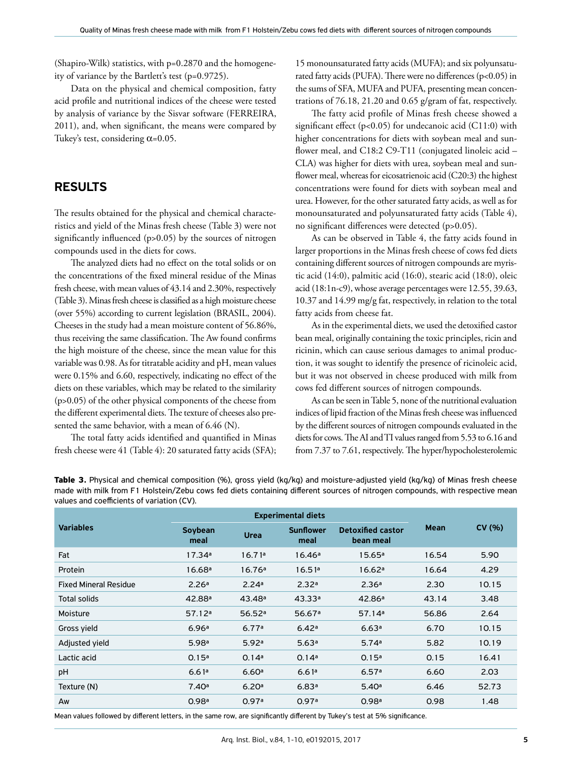(Shapiro-Wilk) statistics, with p=0.2870 and the homogeneity of variance by the Bartlett's test (p=0.9725).

Data on the physical and chemical composition, fatty acid profile and nutritional indices of the cheese were tested by analysis of variance by the Sisvar software (FERREIRA, 2011), and, when significant, the means were compared by Tukey's test, considering $\alpha$=0.05.

## RESULTS

The results obtained for the physical and chemical characteristics and yield of the Minas fresh cheese (Table 3) were not significantly influenced (p>0.05) by the sources of nitrogen compounds used in the diets for cows.

The analyzed diets had no effect on the total solids or on the concentrations of the fixed mineral residue of the Minas fresh cheese, with mean values of 43.14 and 2.30%, respectively (Table 3). Minas fresh cheese is classified as a high moisture cheese (over 55%) according to current legislation (BRASIL, 2004). Cheeses in the study had a mean moisture content of 56.86%, thus receiving the same classification. The Aw found confirms the high moisture of the cheese, since the mean value for this variable was 0.98. As for titratable acidity and pH, mean values were 0.15% and 6.60, respectively, indicating no effect of the diets on these variables, which may be related to the similarity (p>0.05) of the other physical components of the cheese from the different experimental diets. The texture of cheeses also presented the same behavior, with a mean of 6.46 (N).

The total fatty acids identified and quantified in Minas fresh cheese were 41 (Table 4): 20 saturated fatty acids (SFA); 15 monounsaturated fatty acids (MUFA); and six polyunsaturated fatty acids (PUFA). There were no differences (p<0.05) in the sums of SFA, MUFA and PUFA, presenting mean concentrations of 76.18, 21.20 and 0.65 g/gram of fat, respectively.

The fatty acid profile of Minas fresh cheese showed a significant effect (p<0.05) for undecanoic acid (C11:0) with higher concentrations for diets with soybean meal and sunflower meal, and C18:2 C9-T11 (conjugated linoleic acid – CLA) was higher for diets with urea, soybean meal and sunflower meal, whereas for eicosatrienoic acid (C20:3) the highest concentrations were found for diets with soybean meal and urea. However, for the other saturated fatty acids, as well as for monounsaturated and polyunsaturated fatty acids (Table 4), no significant differences were detected (p>0.05).

As can be observed in Table 4, the fatty acids found in larger proportions in the Minas fresh cheese of cows fed diets containing different sources of nitrogen compounds are myristic acid (14:0), palmitic acid (16:0), stearic acid (18:0), oleic acid (18:1n-c9), whose average percentages were 12.55, 39.63, 10.37 and 14.99 mg/g fat, respectively, in relation to the total fatty acids from cheese fat.

As in the experimental diets, we used the detoxified castor bean meal, originally containing the toxic principles, ricin and ricinin, which can cause serious damages to animal production, it was sought to identify the presence of ricinoleic acid, but it was not observed in cheese produced with milk from cows fed different sources of nitrogen compounds.

As can be seen in Table 5, none of the nutritional evaluation indices of lipid fraction of the Minas fresh cheese was influenced by the different sources of nitrogen compounds evaluated in the diets for cows. The AI and TI values ranged from 5.53 to 6.16 and from 7.37 to 7.61, respectively. The hyper/hypocholesterolemic

**Table 3.** Physical and chemical composition (%), gross yield (kg/kg) and moisture-adjusted yield (kg/kg) of Minas fresh cheese made with milk from F1 Holstein/Zebu cows fed diets containing different sources of nitrogen compounds, with respective mean values and coefficients of variation (CV).

| Variables | Experimental diets | | | | Mean | CV (%) |
|---|---|---|---|---|---|---|
| | Soybean meal | Urea | Sunflower meal | Detoxified castor bean meal | | |
| Fat | 17.34[a] | 16.71[a] | 16.46[a] | 15.65[a] | 16.54 | 5.90 |
| Protein | 16.68[a] | 16.76[a] | 16.51[a] | 16.62[a] | 16.64 | 4.29 |
| Fixed Mineral Residue | 2.26[a] | 2.24[a] | 2.32[a] | 2.36[a] | 2.30 | 10.15 |
| Total solids | 42.88[a] | 43.48[a] | 43.33[a] | 42.86[a] | 43.14 | 3.48 |
| Moisture | 57.12[a] | 56.52[a] | 56.67[a] | 57.14[a] | 56.86 | 2.64 |
| Gross yield | 6.96[a] | 6.77[a] | 6.42[a] | 6.63[a] | 6.70 | 10.15 |
| Adjusted yield | 5.98[a] | 5.92[a] | 5.63[a] | 5.74[a] | 5.82 | 10.19 |
| Lactic acid | 0.15[a] | 0.14[a] | 0.14[a] | 0.15[a] | 0.15 | 16.41 |
| pH | 6.61[a] | 6.60[a] | 6.61[a] | 6.57[a] | 6.60 | 2.03 |
| Texture (N) | 7.40[a] | 6.20[a] | 6.83[a] | 5.40[a] | 6.46 | 52.73 |
| Aw | 0.98[a] | 0.97[a] | 0.97[a] | 0.98[a] | 0.98 | 1.48 |

Mean values followed by different letters, in the same row, are significantly different by Tukey's test at 5% significance.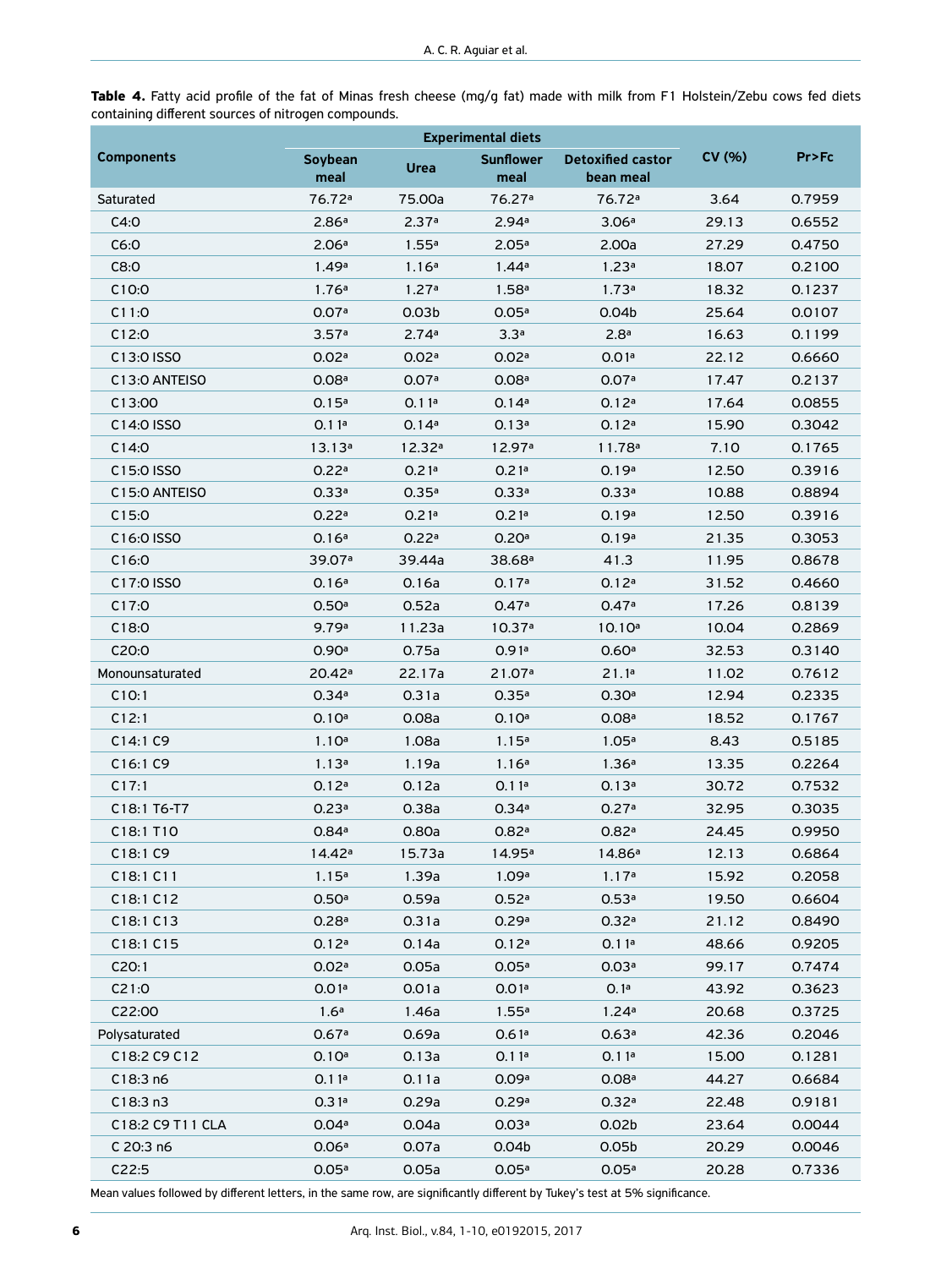**Table 4.** Fatty acid profile of the fat of Minas fresh cheese (mg/g fat) made with milk from F1 Holstein/Zebu cows fed diets containing different sources of nitrogen compounds.

| Components | Experimental diets | | | | CV (%) | Pr>Fc |
|---|---|---|---|---|---|---|
| | Soybean meal | Urea | Sunflower meal | Detoxified castor bean meal | | |
| Saturated | 76.72a | 75.00a | 76.27a | 76.72a | 3.64 | 0.7959 |
| C4:0 | 2.86a | 2.37a | 2.94a | 3.06a | 29.13 | 0.6552 |
| C6:0 | 2.06a | 1.55a | 2.05a | 2.00a | 27.29 | 0.4750 |
| C8:0 | 1.49a | 1.16a | 1.44a | 1.23a | 18.07 | 0.2100 |
| C10:0 | 1.76a | 1.27a | 1.58a | 1.73a | 18.32 | 0.1237 |
| C11:0 | 0.07a | 0.03b | 0.05a | 0.04b | 25.64 | 0.0107 |
| C12:0 | 3.57a | 2.74a | 3.3a | 2.8a | 16.63 | 0.1199 |
| C13:0 ISSO | 0.02a | 0.02a | 0.02a | 0.01a | 22.12 | 0.6660 |
| C13:0 ANTEISO | 0.08a | 0.07a | 0.08a | 0.07a | 17.47 | 0.2137 |
| C13:00 | 0.15a | 0.11a | 0.14a | 0.12a | 17.64 | 0.0855 |
| C14:0 ISSO | 0.11a | 0.14a | 0.13a | 0.12a | 15.90 | 0.3042 |
| C14:0 | 13.13a | 12.32a | 12.97a | 11.78a | 7.10 | 0.1765 |
| C15:0 ISSO | 0.22a | 0.21a | 0.21a | 0.19a | 12.50 | 0.3916 |
| C15:0 ANTEISO | 0.33a | 0.35a | 0.33a | 0.33a | 10.88 | 0.8894 |
| C15:0 | 0.22a | 0.21a | 0.21a | 0.19a | 12.50 | 0.3916 |
| C16:0 ISSO | 0.16a | 0.22a | 0.20a | 0.19a | 21.35 | 0.3053 |
| C16:0 | 39.07a | 39.44a | 38.68a | 41.3 | 11.95 | 0.8678 |
| C17:0 ISSO | 0.16a | 0.16a | 0.17a | 0.12a | 31.52 | 0.4660 |
| C17:0 | 0.50a | 0.52a | 0.47a | 0.47a | 17.26 | 0.8139 |
| C18:0 | 9.79a | 11.23a | 10.37a | 10.10a | 10.04 | 0.2869 |
| C20:0 | 0.90a | 0.75a | 0.91a | 0.60a | 32.53 | 0.3140 |
| Monounsaturated | 20.42a | 22.17a | 21.07a | 21.1a | 11.02 | 0.7612 |
| C10:1 | 0.34a | 0.31a | 0.35a | 0.30a | 12.94 | 0.2335 |
| C12:1 | 0.10a | 0.08a | 0.10a | 0.08a | 18.52 | 0.1767 |
| C14:1 C9 | 1.10a | 1.08a | 1.15a | 1.05a | 8.43 | 0.5185 |
| C16:1 C9 | 1.13a | 1.19a | 1.16a | 1.36a | 13.35 | 0.2264 |
| C17:1 | 0.12a | 0.12a | 0.11a | 0.13a | 30.72 | 0.7532 |
| C18:1 T6-T7 | 0.23a | 0.38a | 0.34a | 0.27a | 32.95 | 0.3035 |
| C18:1 T10 | 0.84a | 0.80a | 0.82a | 0.82a | 24.45 | 0.9950 |
| C18:1 C9 | 14.42a | 15.73a | 14.95a | 14.86a | 12.13 | 0.6864 |
| C18:1 C11 | 1.15a | 1.39a | 1.09a | 1.17a | 15.92 | 0.2058 |
| C18:1 C12 | 0.50a | 0.59a | 0.52a | 0.53a | 19.50 | 0.6604 |
| C18:1 C13 | 0.28a | 0.31a | 0.29a | 0.32a | 21.12 | 0.8490 |
| C18:1 C15 | 0.12a | 0.14a | 0.12a | 0.11a | 48.66 | 0.9205 |
| C20:1 | 0.02a | 0.05a | 0.05a | 0.03a | 99.17 | 0.7474 |
| C21:0 | 0.01a | 0.01a | 0.01a | 0.1a | 43.92 | 0.3623 |
| C22:00 | 1.6a | 1.46a | 1.55a | 1.24a | 20.68 | 0.3725 |
| Polysaturated | 0.67a | 0.69a | 0.61a | 0.63a | 42.36 | 0.2046 |
| C18:2 C9 C12 | 0.10a | 0.13a | 0.11a | 0.11a | 15.00 | 0.1281 |
| C18:3 n6 | 0.11a | 0.11a | 0.09a | 0.08a | 44.27 | 0.6684 |
| C18:3 n3 | 0.31a | 0.29a | 0.29a | 0.32a | 22.48 | 0.9181 |
| C18:2 C9 T11 CLA | 0.04a | 0.04a | 0.03a | 0.02b | 23.64 | 0.0044 |
| C 20:3 n6 | 0.06a | 0.07a | 0.04b | 0.05b | 20.29 | 0.0046 |
| C22:5 | 0.05a | 0.05a | 0.05a | 0.05a | 20.28 | 0.7336 |

Mean values followed by different letters, in the same row, are significantly different by Tukey's test at 5% significance.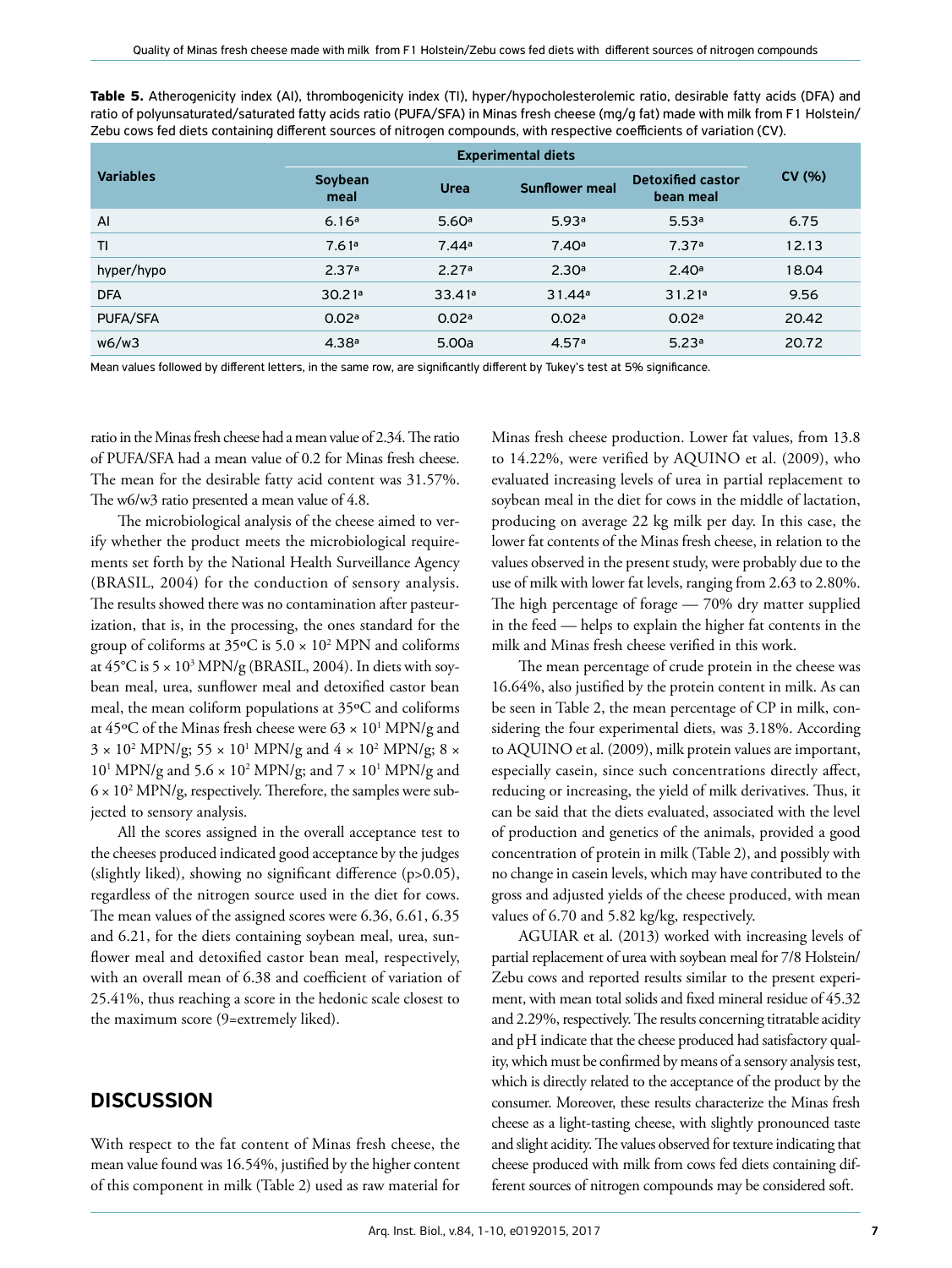**Table 5.** Atherogenicity index (AI), thrombogenicity index (TI), hyper/hypocholesterolemic ratio, desirable fatty acids (DFA) and ratio of polyunsaturated/saturated fatty acids ratio (PUFA/SFA) in Minas fresh cheese (mg/g fat) made with milk from F1 Holstein/Zebu cows fed diets containing different sources of nitrogen compounds, with respective coefficients of variation (CV).

| Variables | Experimental diets | | | | CV (%) |
|---|---|---|---|---|---|
| | Soybean meal | Urea | Sunflower meal | Detoxified castor bean meal | |
| AI | 6.16[a] | 5.60[a] | 5.93[a] | 5.53[a] | 6.75 |
| TI | 7.61[a] | 7.44[a] | 7.40[a] | 7.37[a] | 12.13 |
| hyper/hypo | 2.37[a] | 2.27[a] | 2.30[a] | 2.40[a] | 18.04 |
| DFA | 30.21[a] | 33.41[a] | 31.44[a] | 31.21[a] | 9.56 |
| PUFA/SFA | 0.02[a] | 0.02[a] | 0.02[a] | 0.02[a] | 20.42 |
| w6/w3 | 4.38[a] | 5.00a | 4.57[a] | 5.23[a] | 20.72 |

Mean values followed by different letters, in the same row, are significantly different by Tukey's test at 5% significance.

ratio in the Minas fresh cheese had a mean value of 2.34. The ratio of PUFA/SFA had a mean value of 0.2 for Minas fresh cheese. The mean for the desirable fatty acid content was 31.57%. The w6/w3 ratio presented a mean value of 4.8.

The microbiological analysis of the cheese aimed to verify whether the product meets the microbiological requirements set forth by the National Health Surveillance Agency (BRASIL, 2004) for the conduction of sensory analysis. The results showed there was no contamination after pasteurization, that is, in the processing, the ones standard for the group of coliforms at 35ºC is $5.0 \times 10^2$ MPN and coliforms at 45°C is $5 \times 10^3$ MPN/g (BRASIL, 2004). In diets with soybean meal, urea, sunflower meal and detoxified castor bean meal, the mean coliform populations at 35ºC and coliforms at 45ºC of the Minas fresh cheese were $63 \times 10^1$ MPN/g and $3 \times 10^2$ MPN/g; $55 \times 10^1$ MPN/g and $4 \times 10^2$ MPN/g; $8 \times 10^1$ MPN/g and $5.6 \times 10^2$ MPN/g; and $7 \times 10^1$ MPN/g and $6 \times 10^2$ MPN/g, respectively. Therefore, the samples were subjected to sensory analysis.

All the scores assigned in the overall acceptance test to the cheeses produced indicated good acceptance by the judges (slightly liked), showing no significant difference ($p>0.05$), regardless of the nitrogen source used in the diet for cows. The mean values of the assigned scores were 6.36, 6.61, 6.35 and 6.21, for the diets containing soybean meal, urea, sunflower meal and detoxified castor bean meal, respectively, with an overall mean of 6.38 and coefficient of variation of 25.41%, thus reaching a score in the hedonic scale closest to the maximum score (9=extremely liked).

## DISCUSSION

With respect to the fat content of Minas fresh cheese, the mean value found was 16.54%, justified by the higher content of this component in milk (Table 2) used as raw material for Minas fresh cheese production. Lower fat values, from 13.8 to 14.22%, were verified by AQUINO et al. (2009), who evaluated increasing levels of urea in partial replacement to soybean meal in the diet for cows in the middle of lactation, producing on average 22 kg milk per day. In this case, the lower fat contents of the Minas fresh cheese, in relation to the values observed in the present study, were probably due to the use of milk with lower fat levels, ranging from 2.63 to 2.80%. The high percentage of forage — 70% dry matter supplied in the feed — helps to explain the higher fat contents in the milk and Minas fresh cheese verified in this work.

The mean percentage of crude protein in the cheese was 16.64%, also justified by the protein content in milk. As can be seen in Table 2, the mean percentage of CP in milk, considering the four experimental diets, was 3.18%. According to AQUINO et al. (2009), milk protein values are important, especially casein, since such concentrations directly affect, reducing or increasing, the yield of milk derivatives. Thus, it can be said that the diets evaluated, associated with the level of production and genetics of the animals, provided a good concentration of protein in milk (Table 2), and possibly with no change in casein levels, which may have contributed to the gross and adjusted yields of the cheese produced, with mean values of 6.70 and 5.82 kg/kg, respectively.

AGUIAR et al. (2013) worked with increasing levels of partial replacement of urea with soybean meal for 7/8 Holstein/Zebu cows and reported results similar to the present experiment, with mean total solids and fixed mineral residue of 45.32 and 2.29%, respectively. The results concerning titratable acidity and pH indicate that the cheese produced had satisfactory quality, which must be confirmed by means of a sensory analysis test, which is directly related to the acceptance of the product by the consumer. Moreover, these results characterize the Minas fresh cheese as a light-tasting cheese, with slightly pronounced taste and slight acidity. The values observed for texture indicating that cheese produced with milk from cows fed diets containing different sources of nitrogen compounds may be considered soft.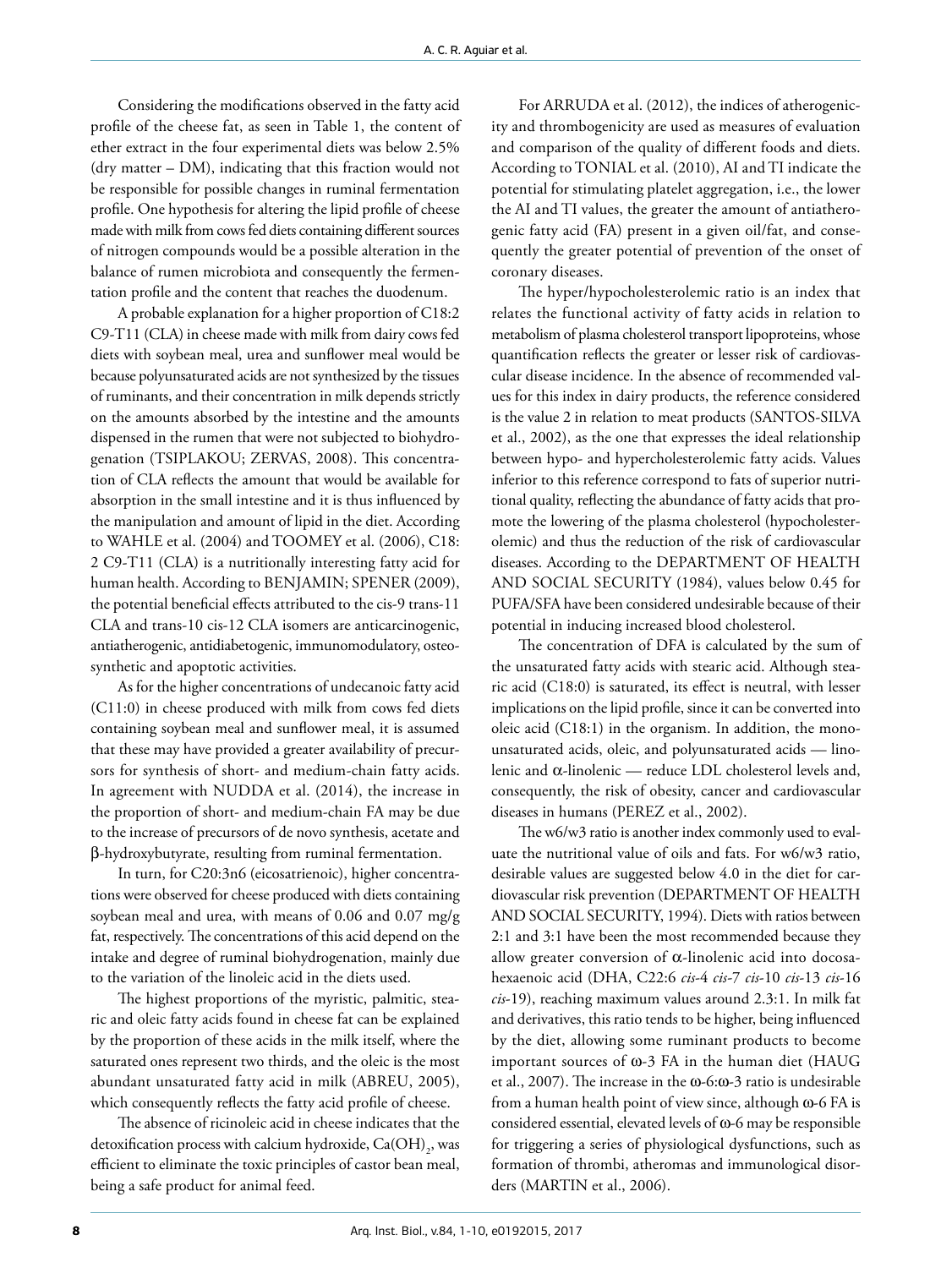Considering the modifications observed in the fatty acid profile of the cheese fat, as seen in Table 1, the content of ether extract in the four experimental diets was below 2.5% (dry matter – DM), indicating that this fraction would not be responsible for possible changes in ruminal fermentation profile. One hypothesis for altering the lipid profile of cheese made with milk from cows fed diets containing different sources of nitrogen compounds would be a possible alteration in the balance of rumen microbiota and consequently the fermentation profile and the content that reaches the duodenum.

A probable explanation for a higher proportion of C18:2 C9-T11 (CLA) in cheese made with milk from dairy cows fed diets with soybean meal, urea and sunflower meal would be because polyunsaturated acids are not synthesized by the tissues of ruminants, and their concentration in milk depends strictly on the amounts absorbed by the intestine and the amounts dispensed in the rumen that were not subjected to biohydrogenation (TSIPLAKOU; ZERVAS, 2008). This concentration of CLA reflects the amount that would be available for absorption in the small intestine and it is thus influenced by the manipulation and amount of lipid in the diet. According to WAHLE et al. (2004) and TOOMEY et al. (2006), C18: 2 C9-T11 (CLA) is a nutritionally interesting fatty acid for human health. According to BENJAMIN; SPENER (2009), the potential beneficial effects attributed to the cis-9 trans-11 CLA and trans-10 cis-12 CLA isomers are anticarcinogenic, antiatherogenic, antidiabetogenic, immunomodulatory, osteosynthetic and apoptotic activities.

As for the higher concentrations of undecanoic fatty acid (C11:0) in cheese produced with milk from cows fed diets containing soybean meal and sunflower meal, it is assumed that these may have provided a greater availability of precursors for synthesis of short- and medium-chain fatty acids. In agreement with NUDDA et al. (2014), the increase in the proportion of short- and medium-chain FA may be due to the increase of precursors of de novo synthesis, acetate and β-hydroxybutyrate, resulting from ruminal fermentation.

In turn, for C20:3n6 (eicosatrienoic), higher concentrations were observed for cheese produced with diets containing soybean meal and urea, with means of 0.06 and 0.07 mg/g fat, respectively. The concentrations of this acid depend on the intake and degree of ruminal biohydrogenation, mainly due to the variation of the linoleic acid in the diets used.

The highest proportions of the myristic, palmitic, stearic and oleic fatty acids found in cheese fat can be explained by the proportion of these acids in the milk itself, where the saturated ones represent two thirds, and the oleic is the most abundant unsaturated fatty acid in milk (ABREU, 2005), which consequently reflects the fatty acid profile of cheese.

The absence of ricinoleic acid in cheese indicates that the detoxification process with calcium hydroxide, $Ca(OH)_2$, was efficient to eliminate the toxic principles of castor bean meal, being a safe product for animal feed.

For ARRUDA et al. (2012), the indices of atherogenicity and thrombogenicity are used as measures of evaluation and comparison of the quality of different foods and diets. According to TONIAL et al. (2010), AI and TI indicate the potential for stimulating platelet aggregation, i.e., the lower the AI and TI values, the greater the amount of antiatherogenic fatty acid (FA) present in a given oil/fat, and consequently the greater potential of prevention of the onset of coronary diseases.

The hyper/hypocholesterolemic ratio is an index that relates the functional activity of fatty acids in relation to metabolism of plasma cholesterol transport lipoproteins, whose quantification reflects the greater or lesser risk of cardiovascular disease incidence. In the absence of recommended values for this index in dairy products, the reference considered is the value 2 in relation to meat products (SANTOS-SILVA et al., 2002), as the one that expresses the ideal relationship between hypo- and hypercholesterolemic fatty acids. Values inferior to this reference correspond to fats of superior nutritional quality, reflecting the abundance of fatty acids that promote the lowering of the plasma cholesterol (hypocholesterolemic) and thus the reduction of the risk of cardiovascular diseases. According to the DEPARTMENT OF HEALTH AND SOCIAL SECURITY (1984), values below 0.45 for PUFA/SFA have been considered undesirable because of their potential in inducing increased blood cholesterol.

The concentration of DFA is calculated by the sum of the unsaturated fatty acids with stearic acid. Although stearic acid (C18:0) is saturated, its effect is neutral, with lesser implications on the lipid profile, since it can be converted into oleic acid (C18:1) in the organism. In addition, the monounsaturated acids, oleic, and polyunsaturated acids — linolenic and α-linolenic — reduce LDL cholesterol levels and, consequently, the risk of obesity, cancer and cardiovascular diseases in humans (PEREZ et al., 2002).

The w6/w3 ratio is another index commonly used to evaluate the nutritional value of oils and fats. For w6/w3 ratio, desirable values are suggested below 4.0 in the diet for cardiovascular risk prevention (DEPARTMENT OF HEALTH AND SOCIAL SECURITY, 1994). Diets with ratios between 2:1 and 3:1 have been the most recommended because they allow greater conversion of α-linolenic acid into docosahexaenoic acid (DHA, C22:6 *cis*-4 *cis*-7 *cis*-10 *cis*-13 *cis*-16 *cis*-19), reaching maximum values around 2.3:1. In milk fat and derivatives, this ratio tends to be higher, being influenced by the diet, allowing some ruminant products to become important sources of ω-3 FA in the human diet (HAUG et al., 2007). The increase in the ω-6:ω-3 ratio is undesirable from a human health point of view since, although ω-6 FA is considered essential, elevated levels of ω-6 may be responsible for triggering a series of physiological dysfunctions, such as formation of thrombi, atheromas and immunological disorders (MARTIN et al., 2006).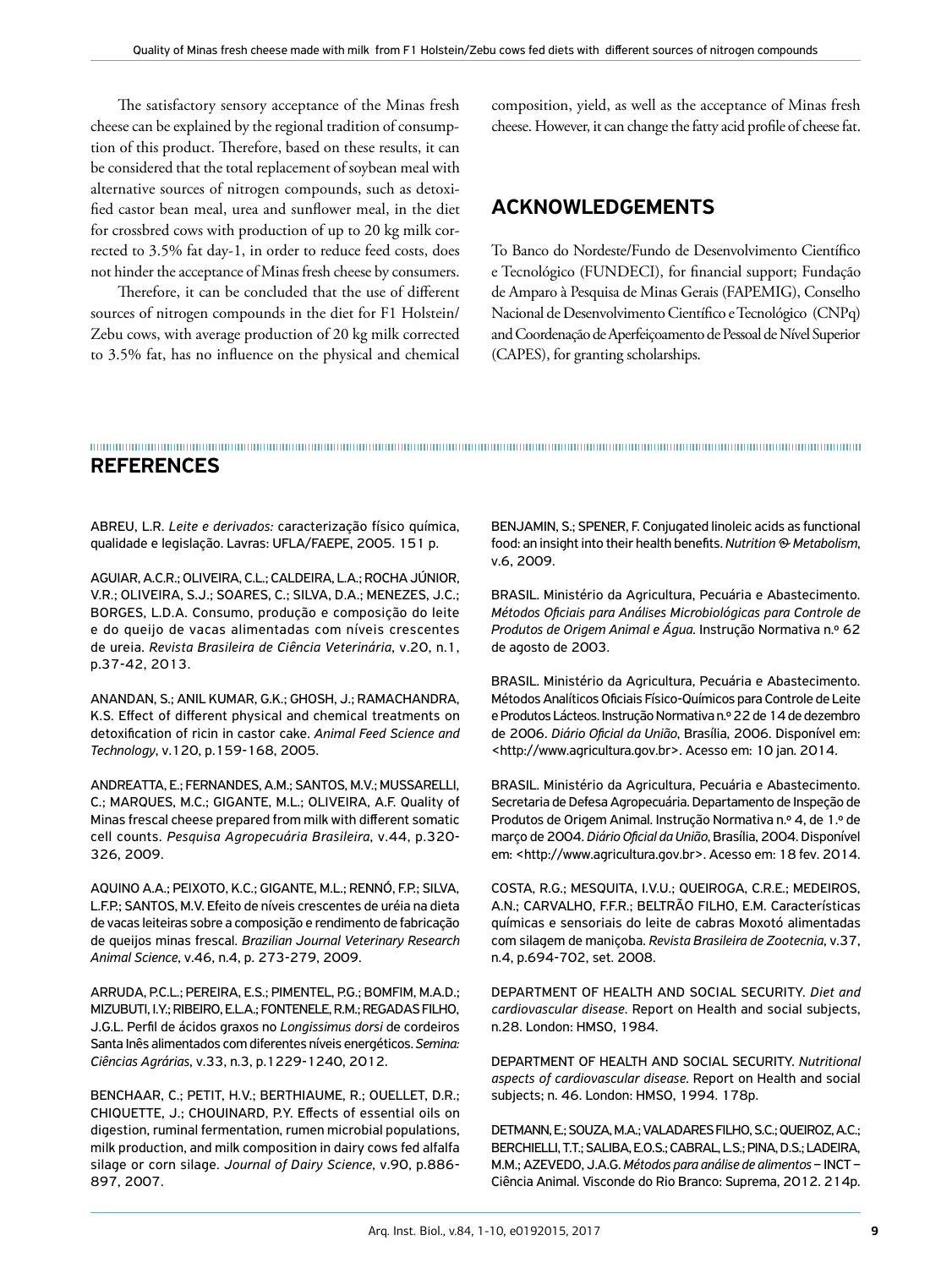The satisfactory sensory acceptance of the Minas fresh cheese can be explained by the regional tradition of consumption of this product. Therefore, based on these results, it can be considered that the total replacement of soybean meal with alternative sources of nitrogen compounds, such as detoxified castor bean meal, urea and sunflower meal, in the diet for crossbred cows with production of up to 20 kg milk corrected to 3.5% fat day-1, in order to reduce feed costs, does not hinder the acceptance of Minas fresh cheese by consumers.

Therefore, it can be concluded that the use of different sources of nitrogen compounds in the diet for F1 Holstein/Zebu cows, with average production of 20 kg milk corrected to 3.5% fat, has no influence on the physical and chemical composition, yield, as well as the acceptance of Minas fresh cheese. However, it can change the fatty acid profile of cheese fat.

## ACKNOWLEDGEMENTS

To Banco do Nordeste/Fundo de Desenvolvimento Científico e Tecnológico (FUNDECI), for financial support; Fundação de Amparo à Pesquisa de Minas Gerais (FAPEMIG), Conselho Nacional de Desenvolvimento Científico e Tecnológico (CNPq) and Coordenação de Aperfeiçoamento de Pessoal de Nível Superior (CAPES), for granting scholarships.

## REFERENCES

ABREU, L.R. *Leite e derivados:* caracterização físico química, qualidade e legislação. Lavras: UFLA/FAEPE, 2005. 151 p.

AGUIAR, A.C.R.; OLIVEIRA, C.L.; CALDEIRA, L.A.; ROCHA JÚNIOR, V.R.; OLIVEIRA, S.J.; SOARES, C.; SILVA, D.A.; MENEZES, J.C.; BORGES, L.D.A. Consumo, produção e composição do leite e do queijo de vacas alimentadas com níveis crescentes de ureia. *Revista Brasileira de Ciência Veterinária*, v.20, n.1, p.37-42, 2013.

ANANDAN, S.; ANIL KUMAR, G.K.; GHOSH, J.; RAMACHANDRA, K.S. Effect of different physical and chemical treatments on detoxification of ricin in castor cake. *Animal Feed Science and Technology*, v.120, p.159-168, 2005.

ANDREATTA, E.; FERNANDES, A.M.; SANTOS, M.V.; MUSSARELLI, C.; MARQUES, M.C.; GIGANTE, M.L.; OLIVEIRA, A.F. Quality of Minas frescal cheese prepared from milk with different somatic cell counts. *Pesquisa Agropecuária Brasileira*, v.44, p.320-326, 2009.

AQUINO A.A.; PEIXOTO, K.C.; GIGANTE, M.L.; RENNÓ, F.P.; SILVA, L.F.P.; SANTOS, M.V. Efeito de níveis crescentes de uréia na dieta de vacas leiteiras sobre a composição e rendimento de fabricação de queijos minas frescal. *Brazilian Journal Veterinary Research Animal Science*, v.46, n.4, p. 273-279, 2009.

ARRUDA, P.C.L.; PEREIRA, E.S.; PIMENTEL, P.G.; BOMFIM, M.A.D.; MIZUBUTI, I.Y.; RIBEIRO, E.L.A.; FONTENELE, R.M.; REGADAS FILHO, J.G.L. Perfil de ácidos graxos no *Longissimus dorsi* de cordeiros Santa Inês alimentados com diferentes níveis energéticos. *Semina: Ciências Agrárias*, v.33, n.3, p.1229-1240, 2012.

BENCHAAR, C.; PETIT, H.V.; BERTHIAUME, R.; OUELLET, D.R.; CHIQUETTE, J.; CHOUINARD, P.Y. Effects of essential oils on digestion, ruminal fermentation, rumen microbial populations, milk production, and milk composition in dairy cows fed alfalfa silage or corn silage. *Journal of Dairy Science*, v.90, p.886-897, 2007.

BENJAMIN, S.; SPENER, F. Conjugated linoleic acids as functional food: an insight into their health benefits. *Nutrition & Metabolism*, v.6, 2009.

BRASIL. Ministério da Agricultura, Pecuária e Abastecimento. *Métodos Oficiais para Análises Microbiológicas para Controle de Produtos de Origem Animal e Água*. Instrução Normativa n.º 62 de agosto de 2003.

BRASIL. Ministério da Agricultura, Pecuária e Abastecimento. Métodos Analíticos Oficiais Físico-Químicos para Controle de Leite e Produtos Lácteos. Instrução Normativa n.º 22 de 14 de dezembro de 2006. *Diário Oficial da União*, Brasília, 2006. Disponível em: <http://www.agricultura.gov.br>. Acesso em: 10 jan. 2014.

BRASIL. Ministério da Agricultura, Pecuária e Abastecimento. Secretaria de Defesa Agropecuária. Departamento de Inspeção de Produtos de Origem Animal. Instrução Normativa n.º 4, de 1.º de março de 2004. *Diário Oficial da União*, Brasília, 2004. Disponível em: <http://www.agricultura.gov.br>. Acesso em: 18 fev. 2014.

COSTA, R.G.; MESQUITA, I.V.U.; QUEIROGA, C.R.E.; MEDEIROS, A.N.; CARVALHO, F.F.R.; BELTRÃO FILHO, E.M. Características químicas e sensoriais do leite de cabras Moxotó alimentadas com silagem de maniçoba. *Revista Brasileira de Zootecnia*, v.37, n.4, p.694-702, set. 2008.

DEPARTMENT OF HEALTH AND SOCIAL SECURITY. *Diet and cardiovascular disease*. Report on Health and social subjects, n.28. London: HMSO, 1984.

DEPARTMENT OF HEALTH AND SOCIAL SECURITY. *Nutritional aspects of cardiovascular disease*. Report on Health and social subjects; n. 46. London: HMSO, 1994. 178p.

DETMANN, E.; SOUZA, M.A.; VALADARES FILHO, S.C.; QUEIROZ, A.C.; BERCHIELLI, T.T.; SALIBA, E.O.S.; CABRAL, L.S.; PINA, D.S.; LADEIRA, M.M.; AZEVEDO, J.A.G. *Métodos para análise de alimentos* – INCT – Ciência Animal. Visconde do Rio Branco: Suprema, 2012. 214p.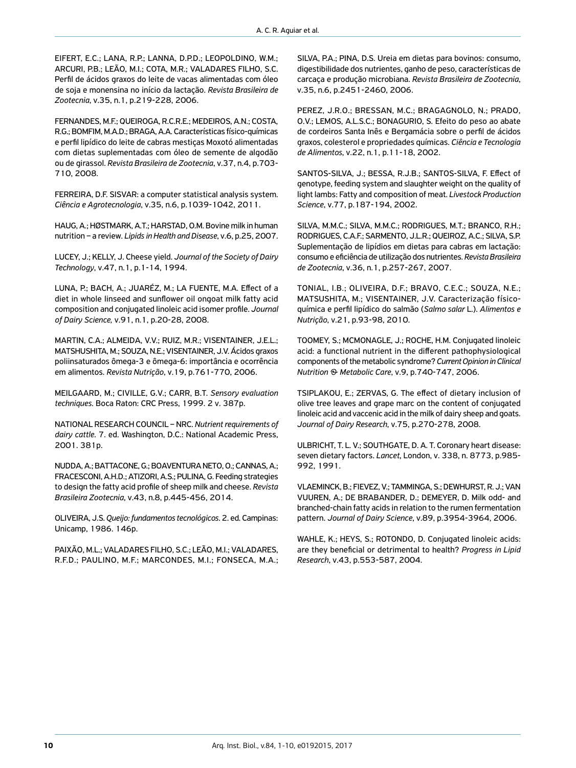EIFERT, E.C.; LANA, R.P.; LANNA, D.P.D.; LEOPOLDINO, W.M.; ARCURI, P.B.; LEÃO, M.I.; COTA, M.R.; VALADARES FILHO, S.C. Perfil de ácidos graxos do leite de vacas alimentadas com óleo de soja e monensina no início da lactação. *Revista Brasileira de Zootecnia*, v.35, n.1, p.219-228, 2006.

FERNANDES, M.F.; QUEIROGA, R.C.R.E.; MEDEIROS, A.N.; COSTA, R.G.; BOMFIM, M.A.D.; BRAGA, A.A. Características físico-químicas e perfil lipídico do leite de cabras mestiças Moxotó alimentadas com dietas suplementadas com óleo de semente de algodão ou de girassol. *Revista Brasileira de Zootecnia*, v.37, n.4, p.703-710, 2008.

FERREIRA, D.F. SISVAR: a computer statistical analysis system. *Ciência e Agrotecnologia*, v.35, n.6, p.1039-1042, 2011.

HAUG, A.; HØSTMARK, A.T.; HARSTAD, O.M. Bovine milk in human nutrition – a review. *Lipids in Health and Disease*, v.6, p.25, 2007.

LUCEY, J.; KELLY, J. Cheese yield. *Journal of the Society of Dairy Technology*, v.47, n.1, p.1-14, 1994.

LUNA, P.; BACH, A.; JUARÉZ, M.; LA FUENTE, M.A. Effect of a diet in whole linseed and sunflower oil ongoat milk fatty acid composition and conjugated linoleic acid isomer profile. *Journal of Dairy Science,* v.91, n.1, p.20-28, 2008.

MARTIN, C.A.; ALMEIDA, V.V.; RUIZ, M.R.; VISENTAINER, J.E.L.; MATSHUSHITA, M.; SOUZA, N.E.; VISENTAINER, J.V. Ácidos graxos poliinsaturados ômega-3 e ômega-6: importância e ocorrência em alimentos. *Revista Nutrição*, v.19, p.761-770, 2006.

MEILGAARD, M.; CIVILLE, G.V.; CARR, B.T. *Sensory evaluation techniques*. Boca Raton: CRC Press, 1999. 2 v. 387p.

NATIONAL RESEARCH COUNCIL – NRC. *Nutrient requirements of dairy cattle*. 7. ed. Washington, D.C.: National Academic Press, 2001. 381p.

NUDDA, A.; BATTACONE, G.; BOAVENTURA NETO, O.; CANNAS, A.; FRACESCONI, A.H.D.; ATIZORI, A.S.; PULINA, G. Feeding strategies to design the fatty acid profile of sheep milk and cheese. *Revista Brasileira Zootecnia*, v.43, n.8, p.445-456, 2014.

OLIVEIRA, J.S. *Queijo: fundamentos tecnológicos*. 2. ed. Campinas: Unicamp, 1986. 146p.

PAIXÃO, M.L.; VALADARES FILHO, S.C.; LEÃO, M.I.; VALADARES, R.F.D.; PAULINO, M.F.; MARCONDES, M.I.; FONSECA, M.A.; SILVA, P.A.; PINA, D.S. Ureia em dietas para bovinos: consumo, digestibilidade dos nutrientes, ganho de peso, características de carcaça e produção microbiana. *Revista Brasileira de Zootecnia*, v.35, n.6, p.2451-2460, 2006.

PEREZ, J.R.O.; BRESSAN, M.C.; BRAGAGNOLO, N.; PRADO, O.V.; LEMOS, A.L.S.C.; BONAGURIO, S. Efeito do peso ao abate de cordeiros Santa Inês e Bergamácia sobre o perfil de ácidos graxos, colesterol e propriedades químicas. *Ciência e Tecnologia de Alimentos*, v.22, n.1, p.11-18, 2002.

SANTOS-SILVA, J.; BESSA, R.J.B.; SANTOS-SILVA, F. Effect of genotype, feeding system and slaughter weight on the quality of light lambs: Fatty and composition of meat. *Livestock Production Science*, v.77, p.187-194, 2002.

SILVA, M.M.C.; SILVA, M.M.C.; RODRIGUES, M.T.; BRANCO, R.H.; RODRIGUES, C.A.F.; SARMENTO, J.L.R.; QUEIROZ, A.C.; SILVA, S.P. Suplementação de lipídios em dietas para cabras em lactação: consumo e eficiência de utilização dos nutrientes. *Revista Brasileira de Zootecnia*, v.36, n.1, p.257-267, 2007.

TONIAL, I.B.; OLIVEIRA, D.F.; BRAVO, C.E.C.; SOUZA, N.E.; MATSUSHITA, M.; VISENTAINER, J.V. Caracterização físico-química e perfil lipídico do salmão (*Salmo salar* L.). *Alimentos e Nutrição*, v.21, p.93-98, 2010.

TOOMEY, S.; MCMONAGLE, J.; ROCHE, H.M. Conjugated linoleic acid: a functional nutrient in the different pathophysiological components of the metabolic syndrome? *Current Opinion in Clinical Nutrition & Metabolic Care*, v.9, p.740-747, 2006.

TSIPLAKOU, E.; ZERVAS, G. The effect of dietary inclusion of olive tree leaves and grape marc on the content of conjugated linoleic acid and vaccenic acid in the milk of dairy sheep and goats. *Journal of Dairy Research*, v.75, p.270-278, 2008.

ULBRICHT, T. L. V.; SOUTHGATE, D. A. T. Coronary heart disease: seven dietary factors. *Lancet*, London, v. 338, n. 8773, p.985-992, 1991.

VLAEMINCK, B.; FIEVEZ, V.; TAMMINGA, S.; DEWHURST, R. J.; VAN VUUREN, A.; DE BRABANDER, D.; DEMEYER, D. Milk odd- and branched-chain fatty acids in relation to the rumen fermentation pattern. *Journal of Dairy Science*, v.89, p.3954-3964, 2006.

WAHLE, K.; HEYS, S.; ROTONDO, D. Conjugated linoleic acids: are they beneficial or detrimental to health? *Progress in Lipid Research*, v.43, p.553-587, 2004.